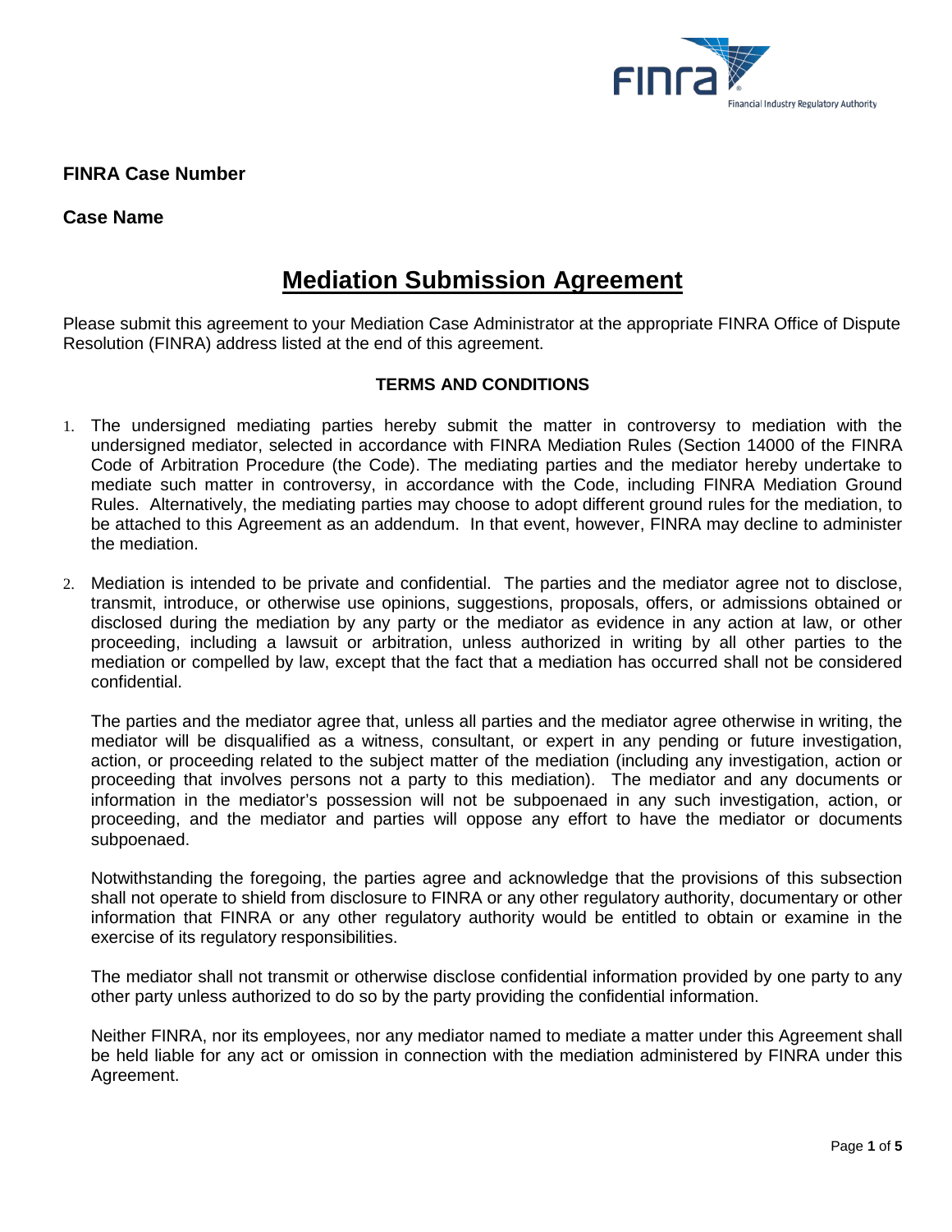**FINRA Case Number**

**Case Name**

# Mediation Submission Agreement

Please submit this agreement to your Mediation Case Administrator at the appropriate FINRA Office of Dispute Resolution (FINRA) address listed at the end of this agreement.

**TERMS AND CONDITIONS**

1. The undersigned mediating parties hereby submit the matter in controversy to mediation with the undersigned mediator, selected in accordance with FINRA Mediation Rules (Section 14000 of the FINRA Code of Arbitration Procedure (the Code). The mediating parties and the mediator hereby undertake to mediate such matter in controversy, in accordance with the Code, including FINRA Mediation Ground Rules. Alternatively, the mediating parties may choose to adopt different ground rules for the mediation, to be attached to this Agreement as an addendum. In that event, however, FINRA may decline to administer the mediation.

2. Mediation is intended to be private and confidential. The parties and the mediator agree not to disclose, transmit, introduce, or otherwise use opinions, suggestions, proposals, offers, or admissions obtained or disclosed during the mediation by any party or the mediator as evidence in any action at law, or other proceeding, including a lawsuit or arbitration, unless authorized in writing by all other parties to the mediation or compelled by law, except that the fact that a mediation has occurred shall not be considered confidential.

   The parties and the mediator agree that, unless all parties and the mediator agree otherwise in writing, the mediator will be disqualified as a witness, consultant, or expert in any pending or future investigation, action, or proceeding related to the subject matter of the mediation (including any investigation, action or proceeding that involves persons not a party to this mediation). The mediator and any documents or information in the mediator's possession will not be subpoenaed in any such investigation, action, or proceeding, and the mediator and parties will oppose any effort to have the mediator or documents subpoenaed.

   Notwithstanding the foregoing, the parties agree and acknowledge that the provisions of this subsection shall not operate to shield from disclosure to FINRA or any other regulatory authority, documentary or other information that FINRA or any other regulatory authority would be entitled to obtain or examine in the exercise of its regulatory responsibilities.

   The mediator shall not transmit or otherwise disclose confidential information provided by one party to any other party unless authorized to do so by the party providing the confidential information.

   Neither FINRA, nor its employees, nor any mediator named to mediate a matter under this Agreement shall be held liable for any act or omission in connection with the mediation administered by FINRA under this Agreement.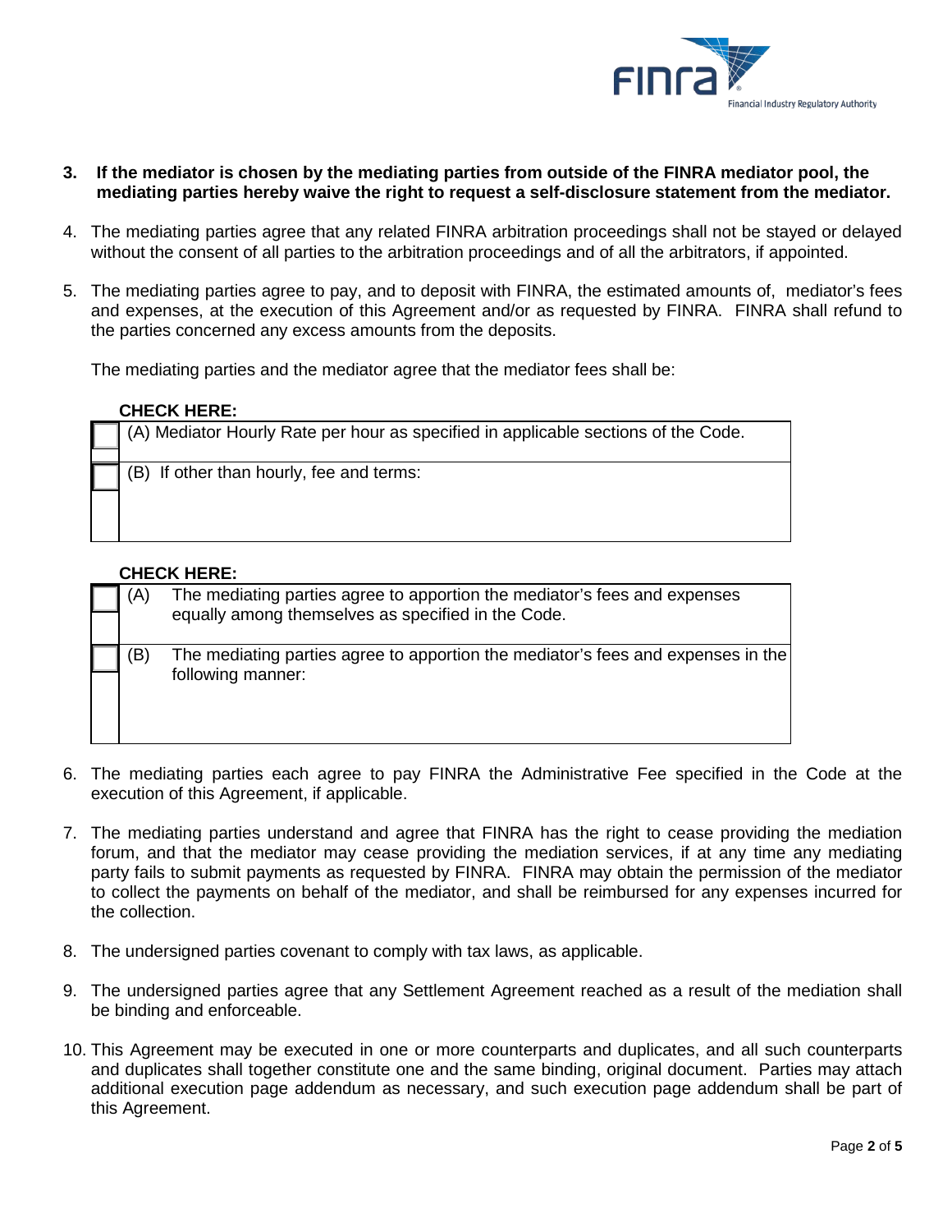**3. If the mediator is chosen by the mediating parties from outside of the FINRA mediator pool, the mediating parties hereby waive the right to request a self-disclosure statement from the mediator.**

4. The mediating parties agree that any related FINRA arbitration proceedings shall not be stayed or delayed without the consent of all parties to the arbitration proceedings and of all the arbitrators, if appointed.

5. The mediating parties agree to pay, and to deposit with FINRA, the estimated amounts of, mediator's fees and expenses, at the execution of this Agreement and/or as requested by FINRA. FINRA shall refund to the parties concerned any excess amounts from the deposits.

   The mediating parties and the mediator agree that the mediator fees shall be:

   **CHECK HERE:**

| | |
|---|---|
| ☐ | (A) Mediator Hourly Rate per hour as specified in applicable sections of the Code. |
| ☐ | (B) If other than hourly, fee and terms: |

   **CHECK HERE:**

| | | |
|---|---|---|
| ☐ | (A) | The mediating parties agree to apportion the mediator's fees and expenses equally among themselves as specified in the Code. |
| ☐ | (B) | The mediating parties agree to apportion the mediator's fees and expenses in the following manner: |

6. The mediating parties each agree to pay FINRA the Administrative Fee specified in the Code at the execution of this Agreement, if applicable.

7. The mediating parties understand and agree that FINRA has the right to cease providing the mediation forum, and that the mediator may cease providing the mediation services, if at any time any mediating party fails to submit payments as requested by FINRA. FINRA may obtain the permission of the mediator to collect the payments on behalf of the mediator, and shall be reimbursed for any expenses incurred for the collection.

8. The undersigned parties covenant to comply with tax laws, as applicable.

9. The undersigned parties agree that any Settlement Agreement reached as a result of the mediation shall be binding and enforceable.

10. This Agreement may be executed in one or more counterparts and duplicates, and all such counterparts and duplicates shall together constitute one and the same binding, original document. Parties may attach additional execution page addendum as necessary, and such execution page addendum shall be part of this Agreement.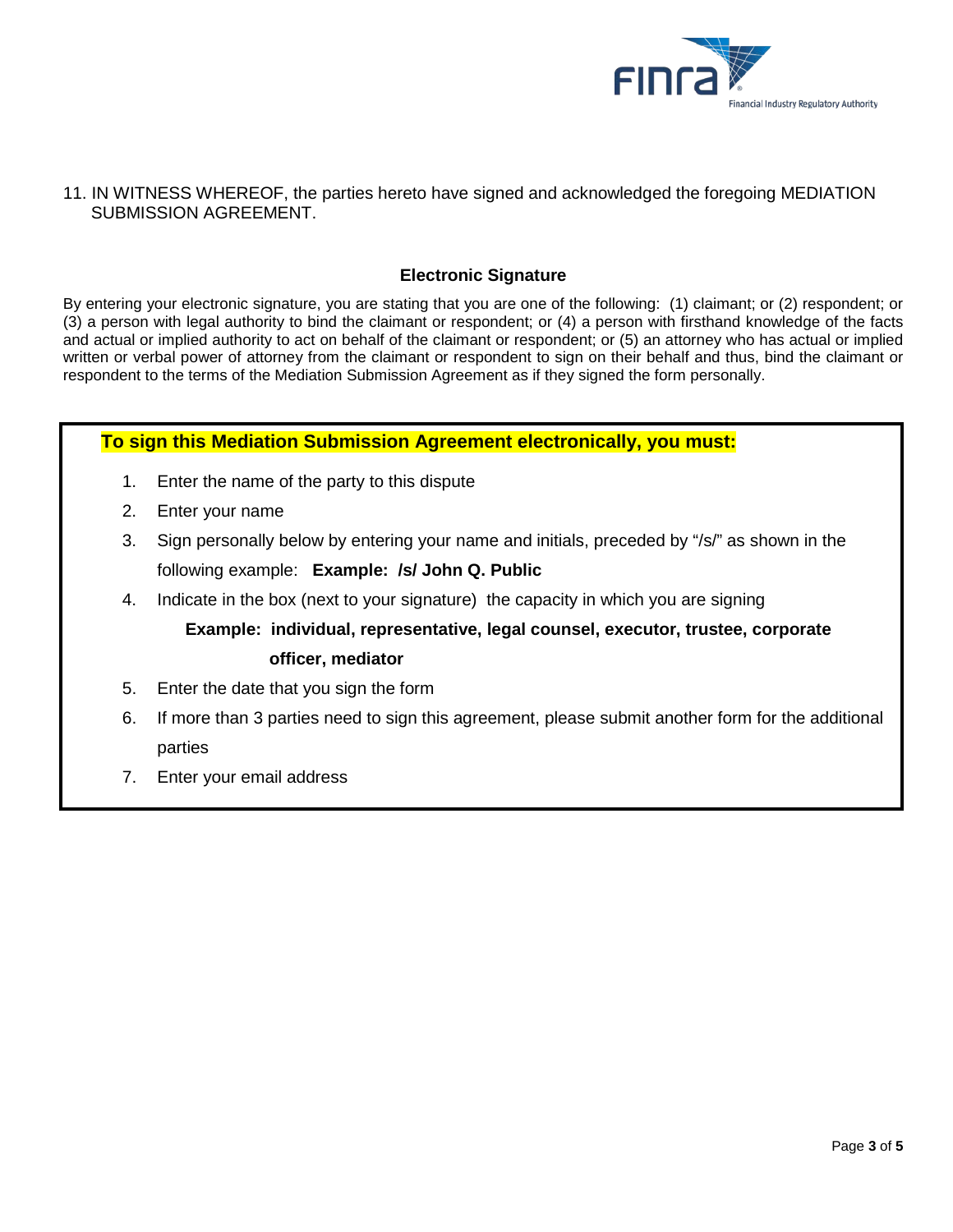11. IN WITNESS WHEREOF, the parties hereto have signed and acknowledged the foregoing MEDIATION SUBMISSION AGREEMENT.

## Electronic Signature

By entering your electronic signature, you are stating that you are one of the following: (1) claimant; or (2) respondent; or (3) a person with legal authority to bind the claimant or respondent; or (4) a person with firsthand knowledge of the facts and actual or implied authority to act on behalf of the claimant or respondent; or (5) an attorney who has actual or implied written or verbal power of attorney from the claimant or respondent to sign on their behalf and thus, bind the claimant or respondent to the terms of the Mediation Submission Agreement as if they signed the form personally.

**To sign this Mediation Submission Agreement electronically, you must:**

1. Enter the name of the party to this dispute
2. Enter your name
3. Sign personally below by entering your name and initials, preceded by "/s/" as shown in the following example: **Example: /s/ John Q. Public**
4. Indicate in the box (next to your signature) the capacity in which you are signing

   **Example: individual, representative, legal counsel, executor, trustee, corporate officer, mediator**
5. Enter the date that you sign the form
6. If more than 3 parties need to sign this agreement, please submit another form for the additional parties
7. Enter your email address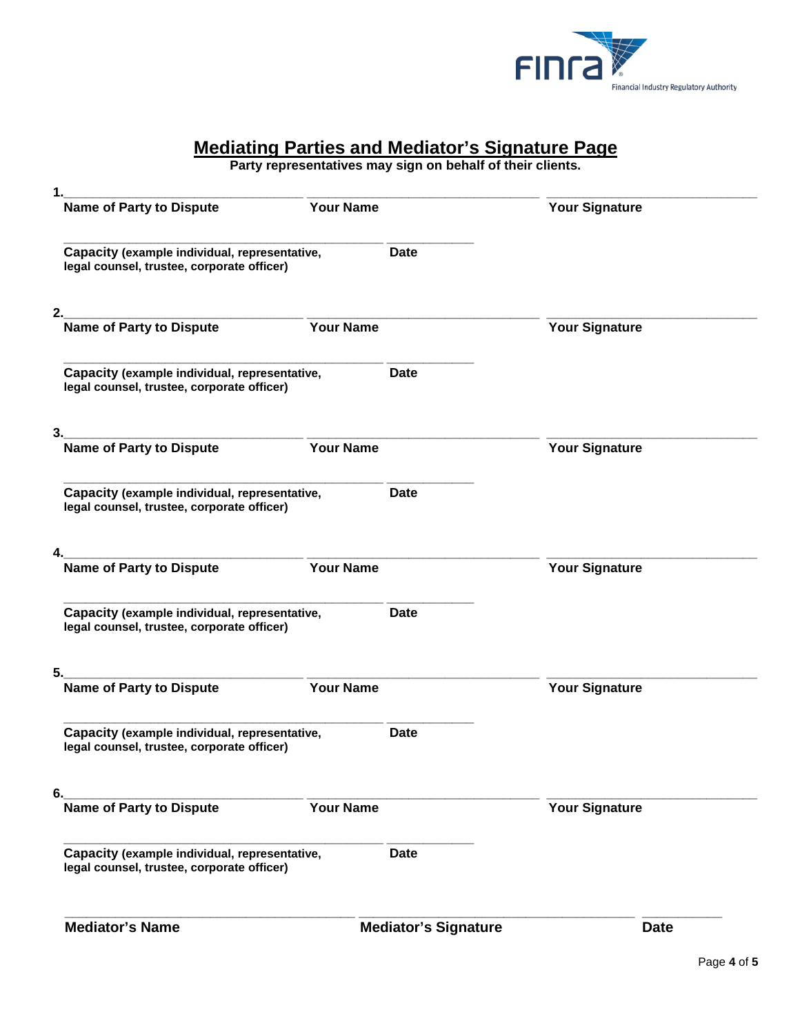# Mediating Parties and Mediator's Signature Page

**Party representatives may sign on behalf of their clients.**

1.\_\_\_\_\_\_\_\_\_\_\_\_\_\_\_\_\_\_\_\_\_\_\_\_\_\_\_\_\_\_ \_\_\_\_\_\_\_\_\_\_\_\_\_\_\_\_\_\_\_\_\_\_\_\_\_\_\_\_\_\_ \_\_\_\_\_\_\_\_\_\_\_\_\_\_\_\_\_\_\_\_\_\_\_\_\_\_\_\_\_\_

**Name of Party to Dispute** **Your Name** **Your Signature**

\_\_\_\_\_\_\_\_\_\_\_\_\_\_\_\_\_\_\_\_\_\_\_\_\_\_\_\_\_\_\_\_\_\_\_\_\_\_\_\_ \_\_\_\_\_\_\_\_\_\_\_\_

**Capacity (example individual, representative, legal counsel, trustee, corporate officer)** **Date**

2.\_\_\_\_\_\_\_\_\_\_\_\_\_\_\_\_\_\_\_\_\_\_\_\_\_\_\_\_\_\_ \_\_\_\_\_\_\_\_\_\_\_\_\_\_\_\_\_\_\_\_\_\_\_\_\_\_\_\_\_\_ \_\_\_\_\_\_\_\_\_\_\_\_\_\_\_\_\_\_\_\_\_\_\_\_\_\_\_\_\_\_

**Name of Party to Dispute** **Your Name** **Your Signature**

\_\_\_\_\_\_\_\_\_\_\_\_\_\_\_\_\_\_\_\_\_\_\_\_\_\_\_\_\_\_\_\_\_\_\_\_\_\_\_\_ \_\_\_\_\_\_\_\_\_\_\_\_

**Capacity (example individual, representative, legal counsel, trustee, corporate officer)** **Date**

3.\_\_\_\_\_\_\_\_\_\_\_\_\_\_\_\_\_\_\_\_\_\_\_\_\_\_\_\_\_\_ \_\_\_\_\_\_\_\_\_\_\_\_\_\_\_\_\_\_\_\_\_\_\_\_\_\_\_\_\_\_ \_\_\_\_\_\_\_\_\_\_\_\_\_\_\_\_\_\_\_\_\_\_\_\_\_\_\_\_\_\_

**Name of Party to Dispute** **Your Name** **Your Signature**

\_\_\_\_\_\_\_\_\_\_\_\_\_\_\_\_\_\_\_\_\_\_\_\_\_\_\_\_\_\_\_\_\_\_\_\_\_\_\_\_ \_\_\_\_\_\_\_\_\_\_\_\_

**Capacity (example individual, representative, legal counsel, trustee, corporate officer)** **Date**

4.\_\_\_\_\_\_\_\_\_\_\_\_\_\_\_\_\_\_\_\_\_\_\_\_\_\_\_\_\_\_ \_\_\_\_\_\_\_\_\_\_\_\_\_\_\_\_\_\_\_\_\_\_\_\_\_\_\_\_\_\_ \_\_\_\_\_\_\_\_\_\_\_\_\_\_\_\_\_\_\_\_\_\_\_\_\_\_\_\_\_\_

**Name of Party to Dispute** **Your Name** **Your Signature**

\_\_\_\_\_\_\_\_\_\_\_\_\_\_\_\_\_\_\_\_\_\_\_\_\_\_\_\_\_\_\_\_\_\_\_\_\_\_\_\_ \_\_\_\_\_\_\_\_\_\_\_\_

**Capacity (example individual, representative, legal counsel, trustee, corporate officer)** **Date**

5.\_\_\_\_\_\_\_\_\_\_\_\_\_\_\_\_\_\_\_\_\_\_\_\_\_\_\_\_\_\_ \_\_\_\_\_\_\_\_\_\_\_\_\_\_\_\_\_\_\_\_\_\_\_\_\_\_\_\_\_\_ \_\_\_\_\_\_\_\_\_\_\_\_\_\_\_\_\_\_\_\_\_\_\_\_\_\_\_\_\_\_

**Name of Party to Dispute** **Your Name** **Your Signature**

\_\_\_\_\_\_\_\_\_\_\_\_\_\_\_\_\_\_\_\_\_\_\_\_\_\_\_\_\_\_\_\_\_\_\_\_\_\_\_\_ \_\_\_\_\_\_\_\_\_\_\_\_

**Capacity (example individual, representative, legal counsel, trustee, corporate officer)** **Date**

6.\_\_\_\_\_\_\_\_\_\_\_\_\_\_\_\_\_\_\_\_\_\_\_\_\_\_\_\_\_\_ \_\_\_\_\_\_\_\_\_\_\_\_\_\_\_\_\_\_\_\_\_\_\_\_\_\_\_\_\_\_ \_\_\_\_\_\_\_\_\_\_\_\_\_\_\_\_\_\_\_\_\_\_\_\_\_\_\_\_\_\_

**Name of Party to Dispute** **Your Name** **Your Signature**

\_\_\_\_\_\_\_\_\_\_\_\_\_\_\_\_\_\_\_\_\_\_\_\_\_\_\_\_\_\_\_\_\_\_\_\_\_\_\_\_ \_\_\_\_\_\_\_\_\_\_\_\_

**Capacity (example individual, representative, legal counsel, trustee, corporate officer)** **Date**

\_\_\_\_\_\_\_\_\_\_\_\_\_\_\_\_\_\_\_\_\_\_\_\_\_\_\_\_\_\_\_\_\_\_\_\_ \_\_\_\_\_\_\_\_\_\_\_\_\_\_\_\_\_\_\_\_\_\_\_\_\_\_\_\_\_\_\_\_\_\_\_\_ \_\_\_\_\_\_\_\_\_\_

**Mediator's Name** **Mediator's Signature** **Date**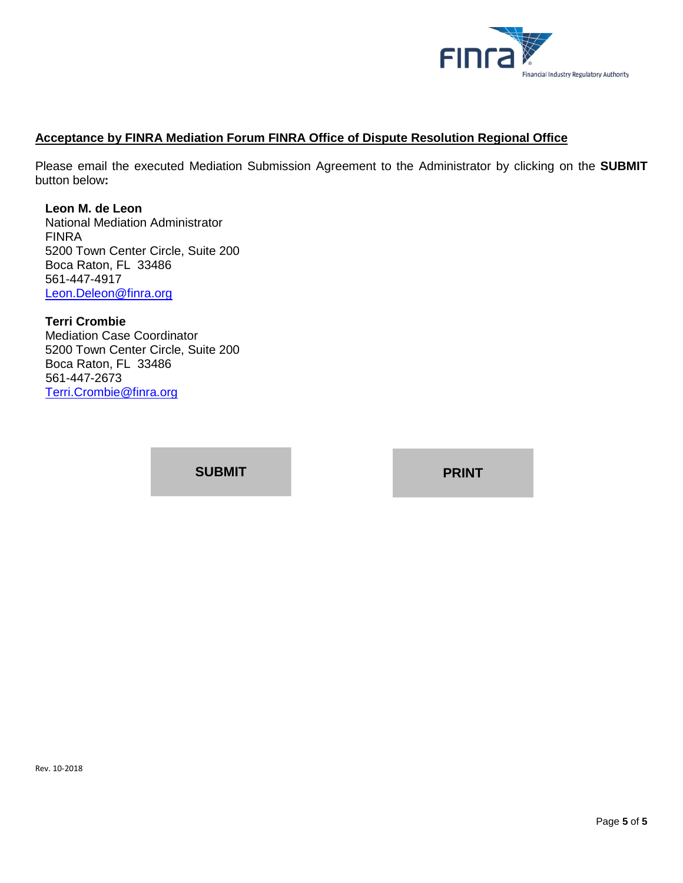**Acceptance by FINRA Mediation Forum FINRA Office of Dispute Resolution Regional Office**

Please email the executed Mediation Submission Agreement to the Administrator by clicking on the **SUBMIT** button below**:**

**Leon M. de Leon**
National Mediation Administrator
FINRA
5200 Town Center Circle, Suite 200
Boca Raton, FL 33486
561-447-4917
Leon.Deleon@finra.org

**Terri Crombie**
Mediation Case Coordinator
5200 Town Center Circle, Suite 200
Boca Raton, FL 33486
561-447-2673
Terri.Crombie@finra.org

**SUBMIT** **PRINT**

Rev. 10-2018